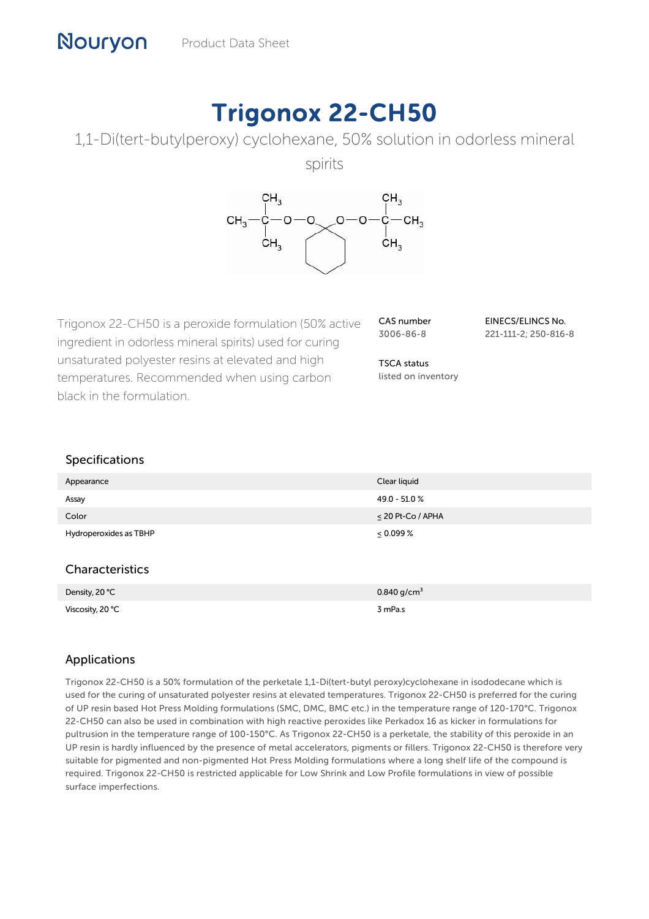Nouryon Product Data Sheet

# Trigonox 22-CH50

1,1-Di(tert-butylperoxy) cyclohexane, 50% solution in odorless mineral spirits

Trigonox 22-CH50 is a peroxide formulation (50% active ingredient in odorless mineral spirits) used for curing unsaturated polyester resins at elevated and high temperatures. Recommended when using carbon black in the formulation.

**CAS number**
3006-86-8

**EINECS/ELINCS No.**
221-111-2; 250-816-8

**TSCA status**
listed on inventory

## Specifications

| | |
|---|---|
| Appearance | Clear liquid |
| Assay | 49.0 - 51.0 % |
| Color | ≤ 20 Pt-Co / APHA |
| Hydroperoxides as TBHP | ≤ 0.099 % |

## Characteristics

| | |
|---|---|
| Density, 20 °C | 0.840 g/cm³ |
| Viscosity, 20 °C | 3 mPa.s |

## Applications

Trigonox 22-CH50 is a 50% formulation of the perketale 1,1-Di(tert-butyl peroxy)cyclohexane in isododecane which is used for the curing of unsaturated polyester resins at elevated temperatures. Trigonox 22-CH50 is preferred for the curing of UP resin based Hot Press Molding formulations (SMC, DMC, BMC etc.) in the temperature range of 120-170°C. Trigonox 22-CH50 can also be used in combination with high reactive peroxides like Perkadox 16 as kicker in formulations for pultrusion in the temperature range of 100-150°C. As Trigonox 22-CH50 is a perketale, the stability of this peroxide in an UP resin is hardly influenced by the presence of metal accelerators, pigments or fillers. Trigonox 22-CH50 is therefore very suitable for pigmented and non-pigmented Hot Press Molding formulations where a long shelf life of the compound is required. Trigonox 22-CH50 is restricted applicable for Low Shrink and Low Profile formulations in view of possible surface imperfections.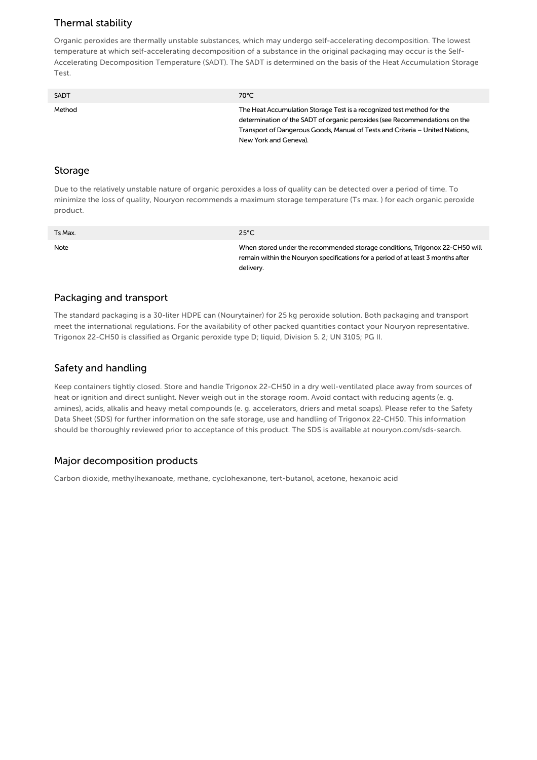## Thermal stability

Organic peroxides are thermally unstable substances, which may undergo self-accelerating decomposition. The lowest temperature at which self-accelerating decomposition of a substance in the original packaging may occur is the Self-Accelerating Decomposition Temperature (SADT). The SADT is determined on the basis of the Heat Accumulation Storage Test.

| SADT | 70°C |
| --- | --- |
| Method | The Heat Accumulation Storage Test is a recognized test method for the determination of the SADT of organic peroxides (see Recommendations on the Transport of Dangerous Goods, Manual of Tests and Criteria – United Nations, New York and Geneva). |

## Storage

Due to the relatively unstable nature of organic peroxides a loss of quality can be detected over a period of time. To minimize the loss of quality, Nouryon recommends a maximum storage temperature (Ts max. ) for each organic peroxide product.

| Ts Max. | 25°C |
| --- | --- |
| Note | When stored under the recommended storage conditions, Trigonox 22-CH50 will remain within the Nouryon specifications for a period of at least 3 months after delivery. |

## Packaging and transport

The standard packaging is a 30-liter HDPE can (Nourytainer) for 25 kg peroxide solution. Both packaging and transport meet the international regulations. For the availability of other packed quantities contact your Nouryon representative. Trigonox 22-CH50 is classified as Organic peroxide type D; liquid, Division 5. 2; UN 3105; PG II.

## Safety and handling

Keep containers tightly closed. Store and handle Trigonox 22-CH50 in a dry well-ventilated place away from sources of heat or ignition and direct sunlight. Never weigh out in the storage room. Avoid contact with reducing agents (e. g. amines), acids, alkalis and heavy metal compounds (e. g. accelerators, driers and metal soaps). Please refer to the Safety Data Sheet (SDS) for further information on the safe storage, use and handling of Trigonox 22-CH50. This information should be thoroughly reviewed prior to acceptance of this product. The SDS is available at nouryon.com/sds-search.

## Major decomposition products

Carbon dioxide, methylhexanoate, methane, cyclohexanone, tert-butanol, acetone, hexanoic acid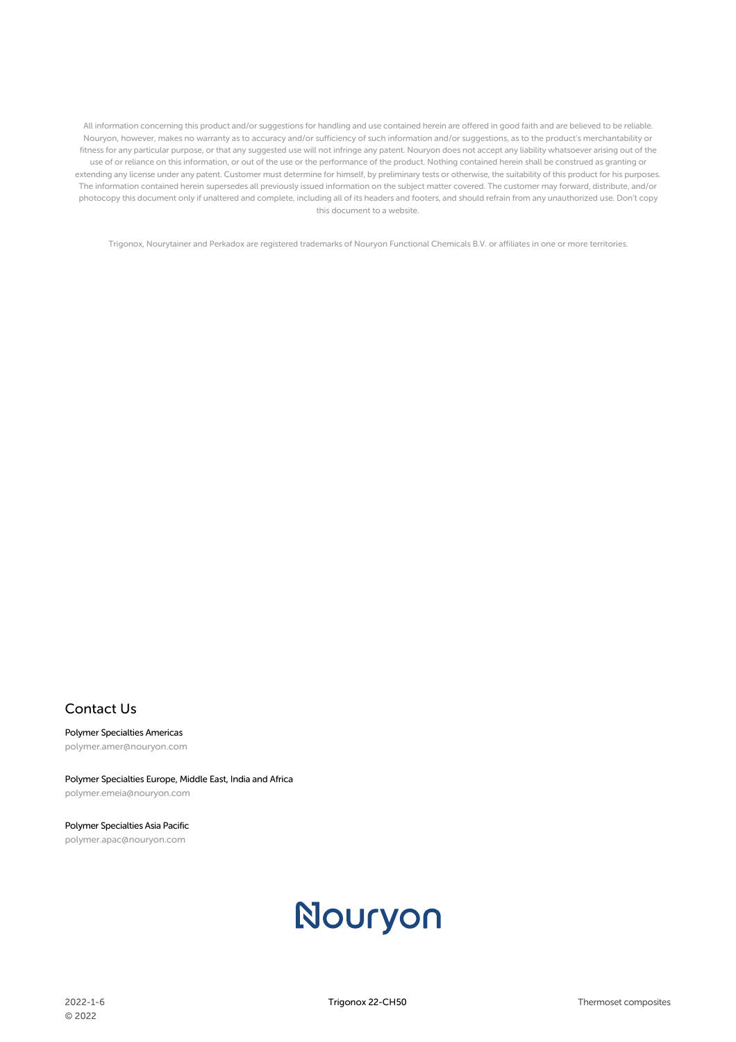All information concerning this product and/or suggestions for handling and use contained herein are offered in good faith and are believed to be reliable. Nouryon, however, makes no warranty as to accuracy and/or sufficiency of such information and/or suggestions, as to the product's merchantability or fitness for any particular purpose, or that any suggested use will not infringe any patent. Nouryon does not accept any liability whatsoever arising out of the use of or reliance on this information, or out of the use or the performance of the product. Nothing contained herein shall be construed as granting or extending any license under any patent. Customer must determine for himself, by preliminary tests or otherwise, the suitability of this product for his purposes. The information contained herein supersedes all previously issued information on the subject matter covered. The customer may forward, distribute, and/or photocopy this document only if unaltered and complete, including all of its headers and footers, and should refrain from any unauthorized use. Don't copy this document to a website.

Trigonox, Nourytainer and Perkadox are registered trademarks of Nouryon Functional Chemicals B.V. or affiliates in one or more territories.

## Contact Us

Polymer Specialties Americas
polymer.amer@nouryon.com

Polymer Specialties Europe, Middle East, India and Africa
polymer.emeia@nouryon.com

Polymer Specialties Asia Pacific
polymer.apac@nouryon.com

Nouryon

2022-1-6
© 2022